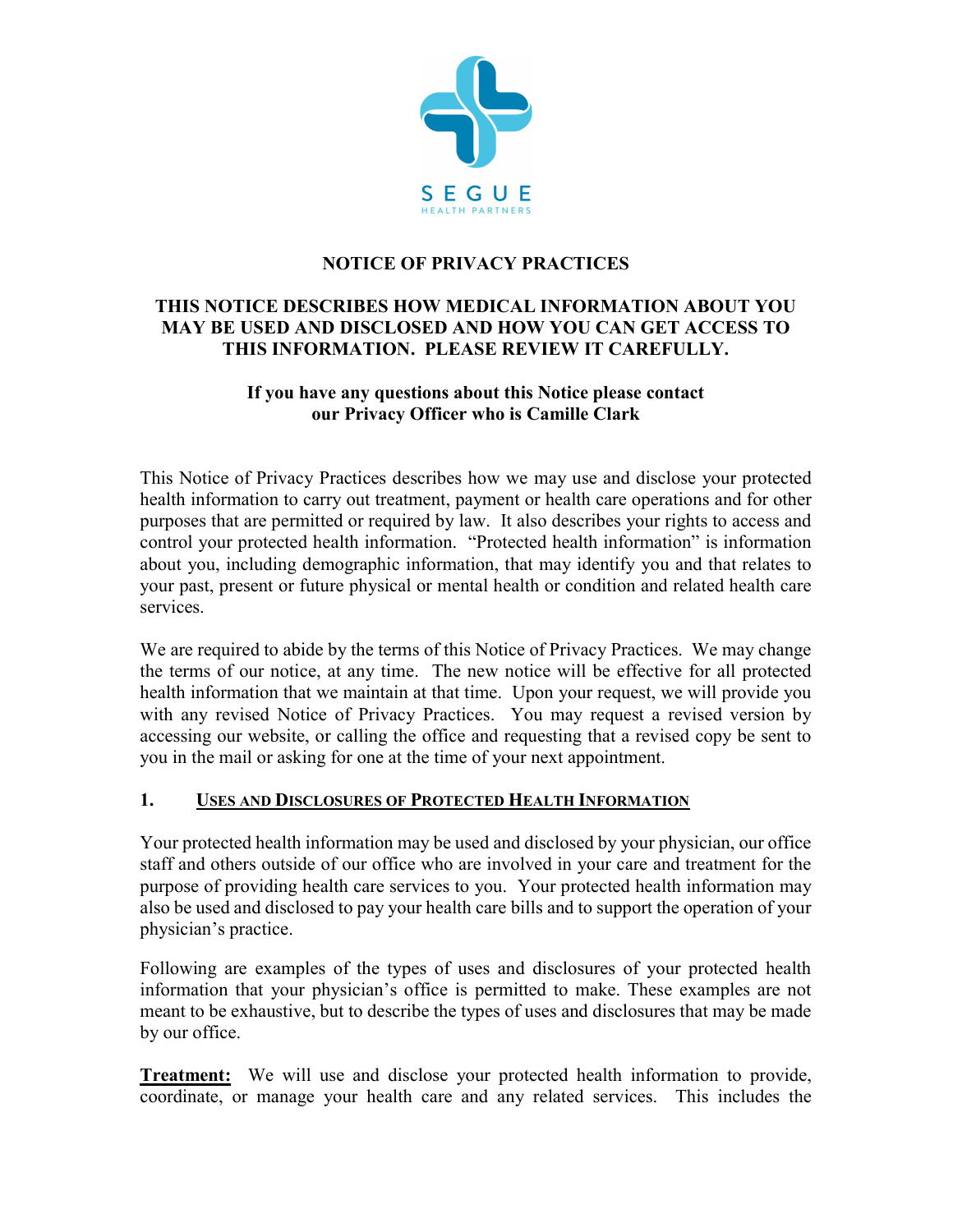SEGUE
HEALTH PARTNERS

# NOTICE OF PRIVACY PRACTICES

## THIS NOTICE DESCRIBES HOW MEDICAL INFORMATION ABOUT YOU MAY BE USED AND DISCLOSED AND HOW YOU CAN GET ACCESS TO THIS INFORMATION. PLEASE REVIEW IT CAREFULLY.

**If you have any questions about this Notice please contact our Privacy Officer who is Camille Clark**

This Notice of Privacy Practices describes how we may use and disclose your protected health information to carry out treatment, payment or health care operations and for other purposes that are permitted or required by law. It also describes your rights to access and control your protected health information. "Protected health information" is information about you, including demographic information, that may identify you and that relates to your past, present or future physical or mental health or condition and related health care services.

We are required to abide by the terms of this Notice of Privacy Practices. We may change the terms of our notice, at any time. The new notice will be effective for all protected health information that we maintain at that time. Upon your request, we will provide you with any revised Notice of Privacy Practices. You may request a revised version by accessing our website, or calling the office and requesting that a revised copy be sent to you in the mail or asking for one at the time of your next appointment.

## 1. USES AND DISCLOSURES OF PROTECTED HEALTH INFORMATION

Your protected health information may be used and disclosed by your physician, our office staff and others outside of our office who are involved in your care and treatment for the purpose of providing health care services to you. Your protected health information may also be used and disclosed to pay your health care bills and to support the operation of your physician's practice.

Following are examples of the types of uses and disclosures of your protected health information that your physician's office is permitted to make. These examples are not meant to be exhaustive, but to describe the types of uses and disclosures that may be made by our office.

**Treatment:** We will use and disclose your protected health information to provide, coordinate, or manage your health care and any related services. This includes the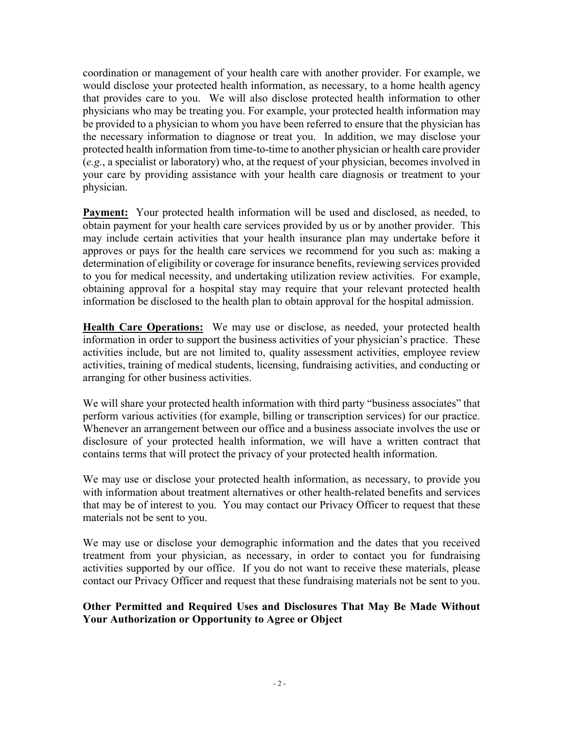coordination or management of your health care with another provider. For example, we would disclose your protected health information, as necessary, to a home health agency that provides care to you. We will also disclose protected health information to other physicians who may be treating you. For example, your protected health information may be provided to a physician to whom you have been referred to ensure that the physician has the necessary information to diagnose or treat you. In addition, we may disclose your protected health information from time-to-time to another physician or health care provider (*e.g.*, a specialist or laboratory) who, at the request of your physician, becomes involved in your care by providing assistance with your health care diagnosis or treatment to your physician.

**Payment:** Your protected health information will be used and disclosed, as needed, to obtain payment for your health care services provided by us or by another provider. This may include certain activities that your health insurance plan may undertake before it approves or pays for the health care services we recommend for you such as: making a determination of eligibility or coverage for insurance benefits, reviewing services provided to you for medical necessity, and undertaking utilization review activities. For example, obtaining approval for a hospital stay may require that your relevant protected health information be disclosed to the health plan to obtain approval for the hospital admission.

**Health Care Operations:** We may use or disclose, as needed, your protected health information in order to support the business activities of your physician's practice. These activities include, but are not limited to, quality assessment activities, employee review activities, training of medical students, licensing, fundraising activities, and conducting or arranging for other business activities.

We will share your protected health information with third party "business associates" that perform various activities (for example, billing or transcription services) for our practice. Whenever an arrangement between our office and a business associate involves the use or disclosure of your protected health information, we will have a written contract that contains terms that will protect the privacy of your protected health information.

We may use or disclose your protected health information, as necessary, to provide you with information about treatment alternatives or other health-related benefits and services that may be of interest to you. You may contact our Privacy Officer to request that these materials not be sent to you.

We may use or disclose your demographic information and the dates that you received treatment from your physician, as necessary, in order to contact you for fundraising activities supported by our office. If you do not want to receive these materials, please contact our Privacy Officer and request that these fundraising materials not be sent to you.

### Other Permitted and Required Uses and Disclosures That May Be Made Without Your Authorization or Opportunity to Agree or Object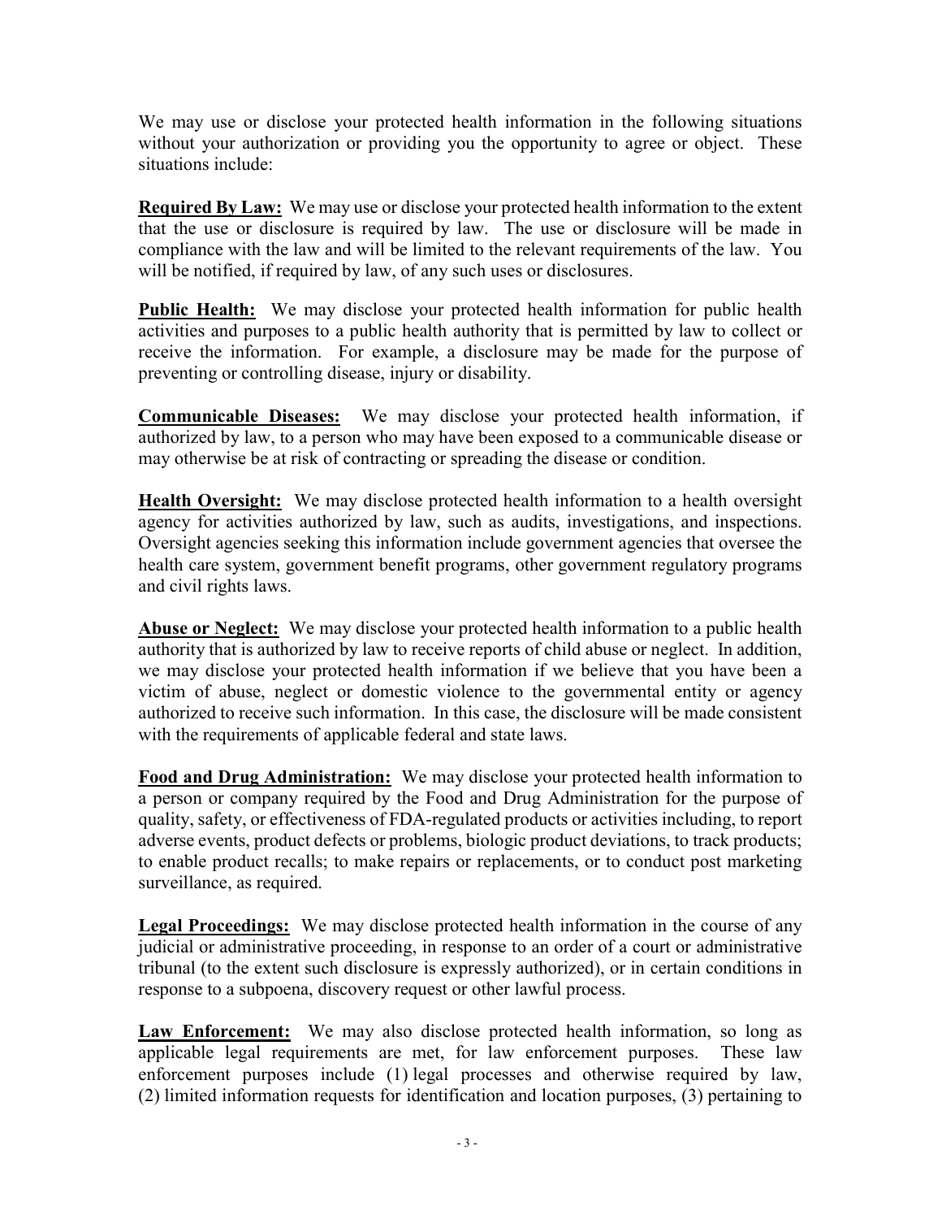We may use or disclose your protected health information in the following situations without your authorization or providing you the opportunity to agree or object. These situations include:

**Required By Law:** We may use or disclose your protected health information to the extent that the use or disclosure is required by law. The use or disclosure will be made in compliance with the law and will be limited to the relevant requirements of the law. You will be notified, if required by law, of any such uses or disclosures.

**Public Health:** We may disclose your protected health information for public health activities and purposes to a public health authority that is permitted by law to collect or receive the information. For example, a disclosure may be made for the purpose of preventing or controlling disease, injury or disability.

**Communicable Diseases:** We may disclose your protected health information, if authorized by law, to a person who may have been exposed to a communicable disease or may otherwise be at risk of contracting or spreading the disease or condition.

**Health Oversight:** We may disclose protected health information to a health oversight agency for activities authorized by law, such as audits, investigations, and inspections. Oversight agencies seeking this information include government agencies that oversee the health care system, government benefit programs, other government regulatory programs and civil rights laws.

**Abuse or Neglect:** We may disclose your protected health information to a public health authority that is authorized by law to receive reports of child abuse or neglect. In addition, we may disclose your protected health information if we believe that you have been a victim of abuse, neglect or domestic violence to the governmental entity or agency authorized to receive such information. In this case, the disclosure will be made consistent with the requirements of applicable federal and state laws.

**Food and Drug Administration:** We may disclose your protected health information to a person or company required by the Food and Drug Administration for the purpose of quality, safety, or effectiveness of FDA-regulated products or activities including, to report adverse events, product defects or problems, biologic product deviations, to track products; to enable product recalls; to make repairs or replacements, or to conduct post marketing surveillance, as required.

**Legal Proceedings:** We may disclose protected health information in the course of any judicial or administrative proceeding, in response to an order of a court or administrative tribunal (to the extent such disclosure is expressly authorized), or in certain conditions in response to a subpoena, discovery request or other lawful process.

**Law Enforcement:** We may also disclose protected health information, so long as applicable legal requirements are met, for law enforcement purposes. These law enforcement purposes include (1) legal processes and otherwise required by law, (2) limited information requests for identification and location purposes, (3) pertaining to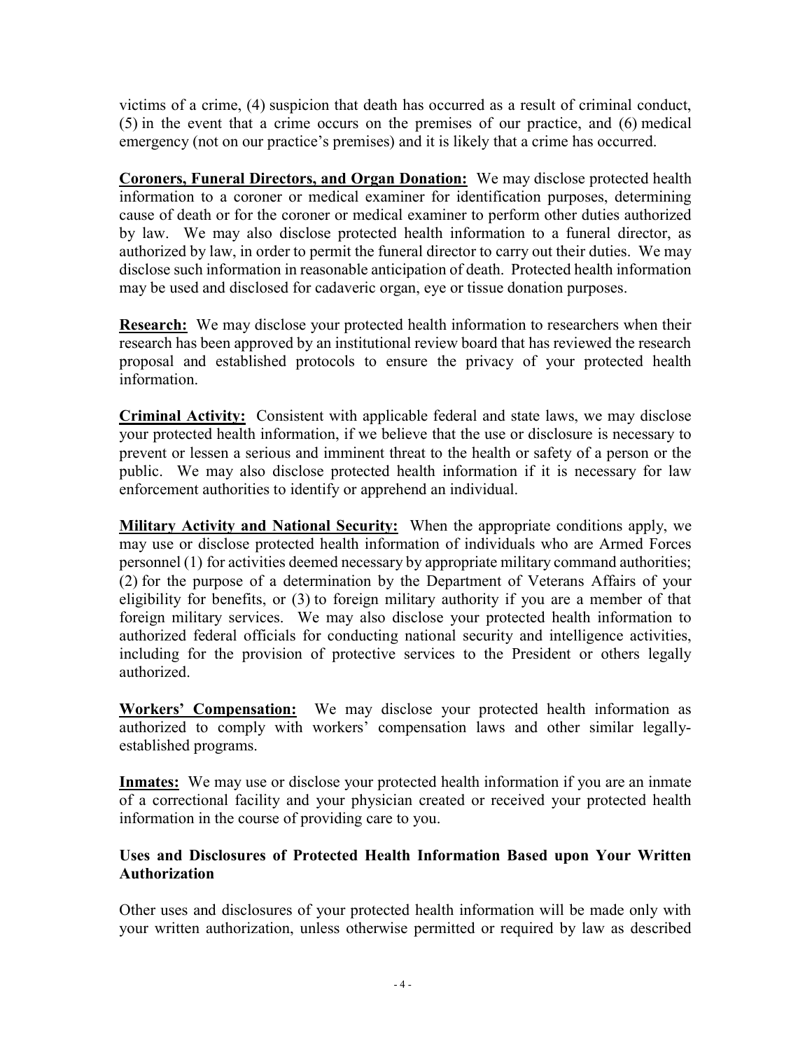victims of a crime, (4) suspicion that death has occurred as a result of criminal conduct, (5) in the event that a crime occurs on the premises of our practice, and (6) medical emergency (not on our practice's premises) and it is likely that a crime has occurred.

**Coroners, Funeral Directors, and Organ Donation:** We may disclose protected health information to a coroner or medical examiner for identification purposes, determining cause of death or for the coroner or medical examiner to perform other duties authorized by law. We may also disclose protected health information to a funeral director, as authorized by law, in order to permit the funeral director to carry out their duties. We may disclose such information in reasonable anticipation of death. Protected health information may be used and disclosed for cadaveric organ, eye or tissue donation purposes.

**Research:** We may disclose your protected health information to researchers when their research has been approved by an institutional review board that has reviewed the research proposal and established protocols to ensure the privacy of your protected health information.

**Criminal Activity:** Consistent with applicable federal and state laws, we may disclose your protected health information, if we believe that the use or disclosure is necessary to prevent or lessen a serious and imminent threat to the health or safety of a person or the public. We may also disclose protected health information if it is necessary for law enforcement authorities to identify or apprehend an individual.

**Military Activity and National Security:** When the appropriate conditions apply, we may use or disclose protected health information of individuals who are Armed Forces personnel (1) for activities deemed necessary by appropriate military command authorities; (2) for the purpose of a determination by the Department of Veterans Affairs of your eligibility for benefits, or (3) to foreign military authority if you are a member of that foreign military services. We may also disclose your protected health information to authorized federal officials for conducting national security and intelligence activities, including for the provision of protective services to the President or others legally authorized.

**Workers' Compensation:** We may disclose your protected health information as authorized to comply with workers' compensation laws and other similar legally-established programs.

**Inmates:** We may use or disclose your protected health information if you are an inmate of a correctional facility and your physician created or received your protected health information in the course of providing care to you.

### Uses and Disclosures of Protected Health Information Based upon Your Written Authorization

Other uses and disclosures of your protected health information will be made only with your written authorization, unless otherwise permitted or required by law as described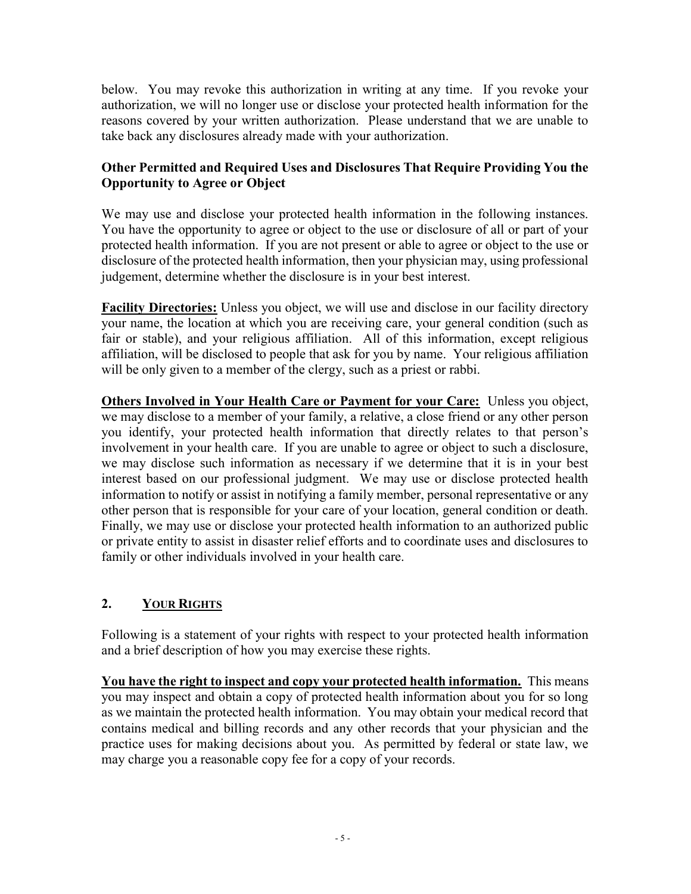below. You may revoke this authorization in writing at any time. If you revoke your authorization, we will no longer use or disclose your protected health information for the reasons covered by your written authorization. Please understand that we are unable to take back any disclosures already made with your authorization.

**Other Permitted and Required Uses and Disclosures That Require Providing You the Opportunity to Agree or Object**

We may use and disclose your protected health information in the following instances. You have the opportunity to agree or object to the use or disclosure of all or part of your protected health information. If you are not present or able to agree or object to the use or disclosure of the protected health information, then your physician may, using professional judgement, determine whether the disclosure is in your best interest.

**Facility Directories:** Unless you object, we will use and disclose in our facility directory your name, the location at which you are receiving care, your general condition (such as fair or stable), and your religious affiliation. All of this information, except religious affiliation, will be disclosed to people that ask for you by name. Your religious affiliation will be only given to a member of the clergy, such as a priest or rabbi.

**Others Involved in Your Health Care or Payment for your Care:** Unless you object, we may disclose to a member of your family, a relative, a close friend or any other person you identify, your protected health information that directly relates to that person's involvement in your health care. If you are unable to agree or object to such a disclosure, we may disclose such information as necessary if we determine that it is in your best interest based on our professional judgment. We may use or disclose protected health information to notify or assist in notifying a family member, personal representative or any other person that is responsible for your care of your location, general condition or death. Finally, we may use or disclose your protected health information to an authorized public or private entity to assist in disaster relief efforts and to coordinate uses and disclosures to family or other individuals involved in your health care.

## 2. YOUR RIGHTS

Following is a statement of your rights with respect to your protected health information and a brief description of how you may exercise these rights.

**You have the right to inspect and copy your protected health information.** This means you may inspect and obtain a copy of protected health information about you for so long as we maintain the protected health information. You may obtain your medical record that contains medical and billing records and any other records that your physician and the practice uses for making decisions about you. As permitted by federal or state law, we may charge you a reasonable copy fee for a copy of your records.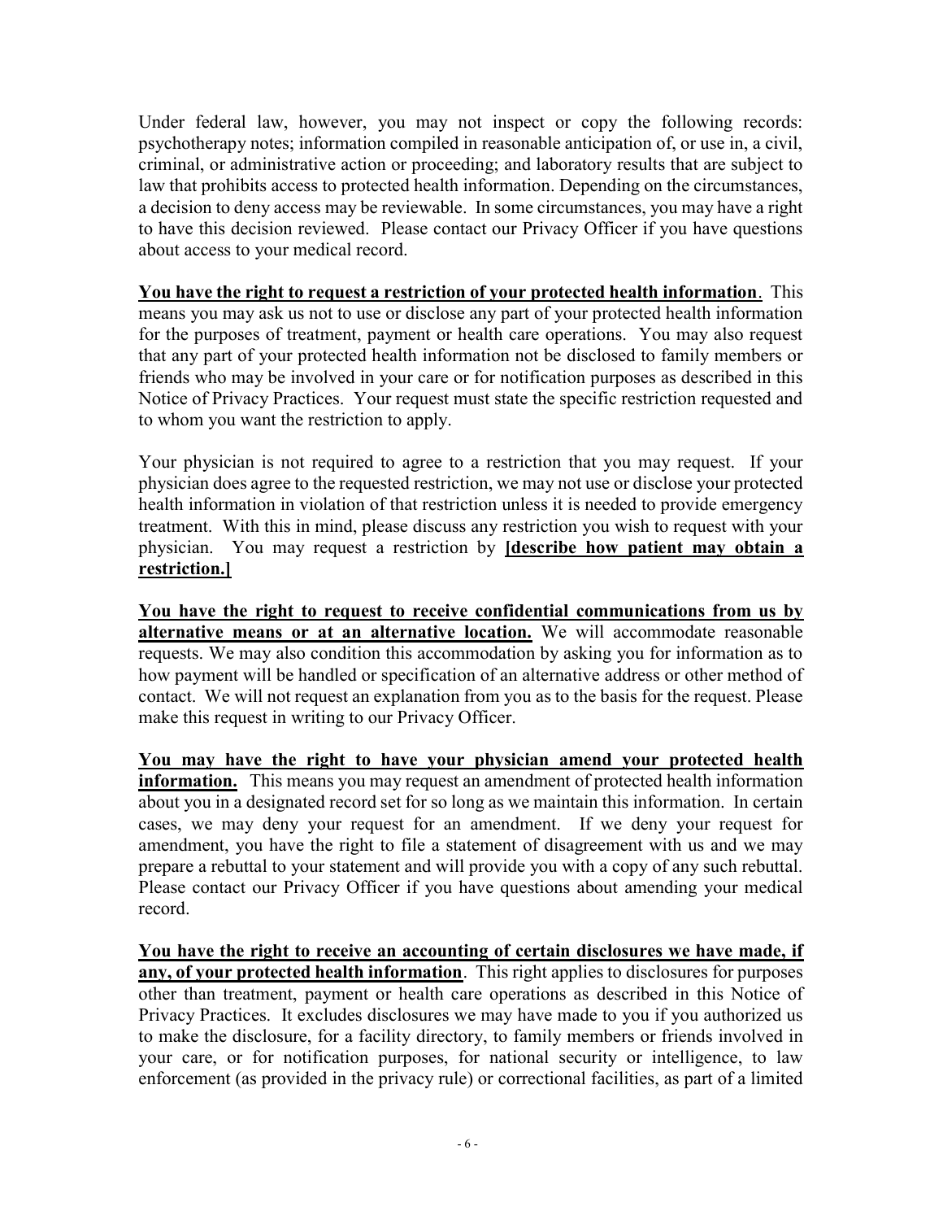Under federal law, however, you may not inspect or copy the following records: psychotherapy notes; information compiled in reasonable anticipation of, or use in, a civil, criminal, or administrative action or proceeding; and laboratory results that are subject to law that prohibits access to protected health information. Depending on the circumstances, a decision to deny access may be reviewable. In some circumstances, you may have a right to have this decision reviewed. Please contact our Privacy Officer if you have questions about access to your medical record.

**You have the right to request a restriction of your protected health information**. This means you may ask us not to use or disclose any part of your protected health information for the purposes of treatment, payment or health care operations. You may also request that any part of your protected health information not be disclosed to family members or friends who may be involved in your care or for notification purposes as described in this Notice of Privacy Practices. Your request must state the specific restriction requested and to whom you want the restriction to apply.

Your physician is not required to agree to a restriction that you may request. If your physician does agree to the requested restriction, we may not use or disclose your protected health information in violation of that restriction unless it is needed to provide emergency treatment. With this in mind, please discuss any restriction you wish to request with your physician. You may request a restriction by **[describe how patient may obtain a restriction.]**

**You have the right to request to receive confidential communications from us by alternative means or at an alternative location.** We will accommodate reasonable requests. We may also condition this accommodation by asking you for information as to how payment will be handled or specification of an alternative address or other method of contact. We will not request an explanation from you as to the basis for the request. Please make this request in writing to our Privacy Officer.

**You may have the right to have your physician amend your protected health information.** This means you may request an amendment of protected health information about you in a designated record set for so long as we maintain this information. In certain cases, we may deny your request for an amendment. If we deny your request for amendment, you have the right to file a statement of disagreement with us and we may prepare a rebuttal to your statement and will provide you with a copy of any such rebuttal. Please contact our Privacy Officer if you have questions about amending your medical record.

**You have the right to receive an accounting of certain disclosures we have made, if any, of your protected health information**. This right applies to disclosures for purposes other than treatment, payment or health care operations as described in this Notice of Privacy Practices. It excludes disclosures we may have made to you if you authorized us to make the disclosure, for a facility directory, to family members or friends involved in your care, or for notification purposes, for national security or intelligence, to law enforcement (as provided in the privacy rule) or correctional facilities, as part of a limited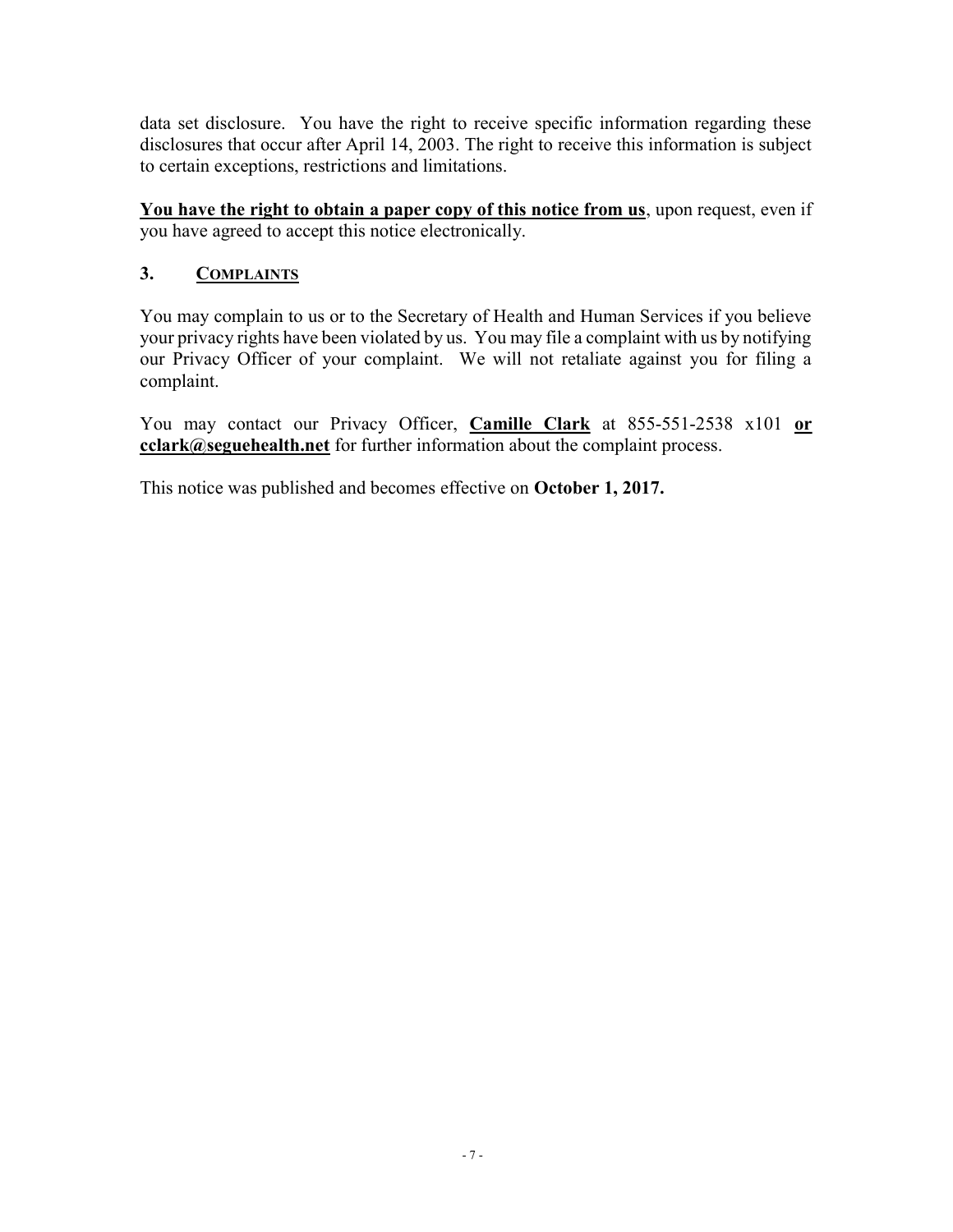data set disclosure. You have the right to receive specific information regarding these disclosures that occur after April 14, 2003. The right to receive this information is subject to certain exceptions, restrictions and limitations.

**You have the right to obtain a paper copy of this notice from us**, upon request, even if you have agreed to accept this notice electronically.

### 3. COMPLAINTS

You may complain to us or to the Secretary of Health and Human Services if you believe your privacy rights have been violated by us. You may file a complaint with us by notifying our Privacy Officer of your complaint. We will not retaliate against you for filing a complaint.

You may contact our Privacy Officer, **Camille Clark** at 855-551-2538 x101 **or cclark@seguehealth.net** for further information about the complaint process.

This notice was published and becomes effective on **October 1, 2017.**